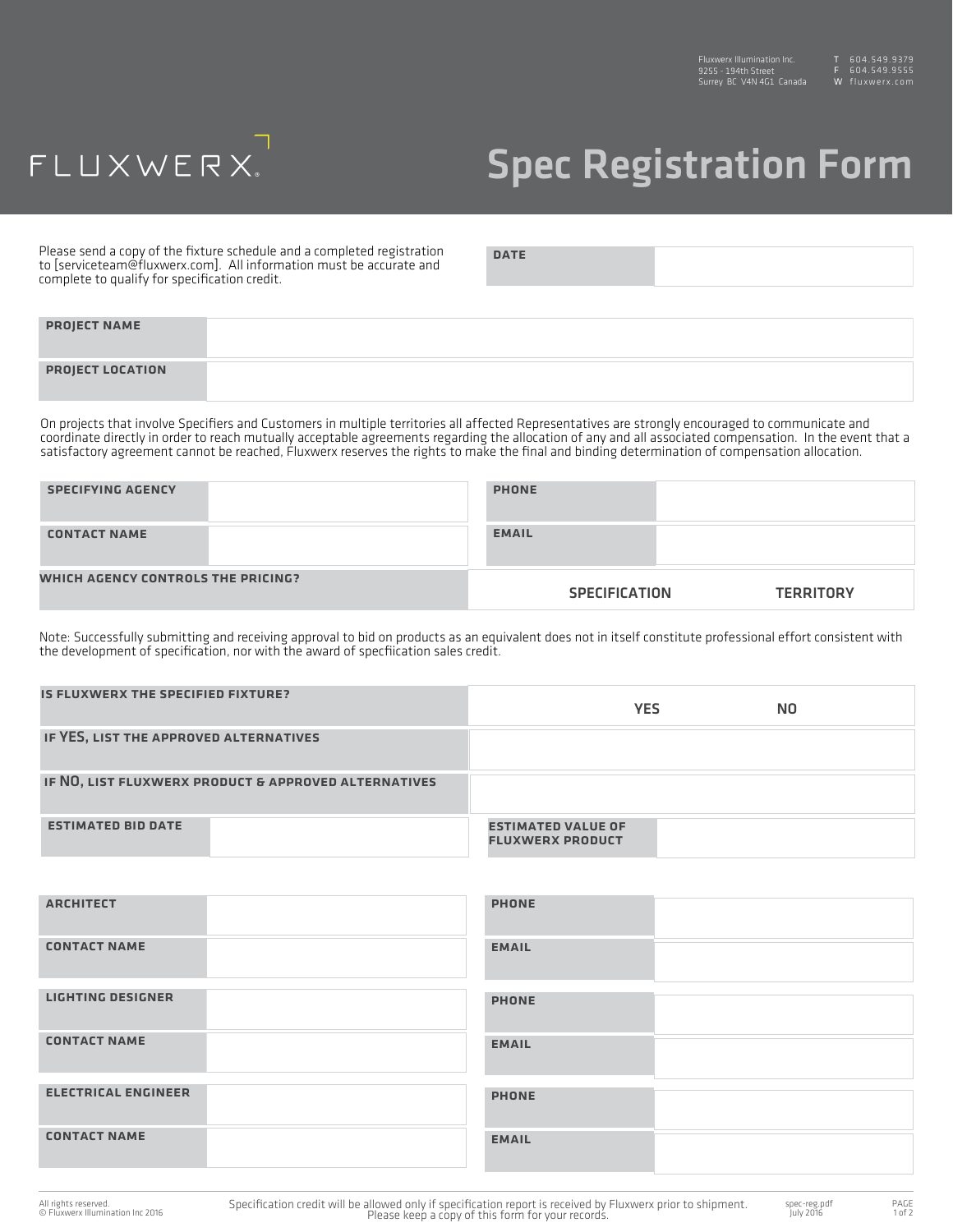Fluxwerx Illumination Inc.
9255 - 194th Street
Surrey BC V4N 4G1 Canada

T 604.549.9379
F 604.549.9555
W fluxwerx.com

FLUXWERX

# Spec Registration Form

Please send a copy of the fixture schedule and a completed registration to [serviceteam@fluxwerx.com]. All information must be accurate and complete to qualify for specification credit.

| **DATE** | |
|---|---|

| **PROJECT NAME** | |
|---|---|
| **PROJECT LOCATION** | |

On projects that involve Specifiers and Customers in multiple territories all affected Representatives are strongly encouraged to communicate and coordinate directly in order to reach mutually acceptable agreements regarding the allocation of any and all associated compensation. In the event that a satisfactory agreement cannot be reached, Fluxwerx reserves the rights to make the final and binding determination of compensation allocation.

| **SPECIFYING AGENCY** | | **PHONE** | |
|---|---|---|---|
| **CONTACT NAME** | | **EMAIL** | |

| **WHICH AGENCY CONTROLS THE PRICING?** | SPECIFICATION | TERRITORY |
|---|---|---|

Note: Successfully submitting and receiving approval to bid on products as an equivalent does not in itself constitute professional effort consistent with the development of specification, nor with the award of specfiication sales credit.

| **IS FLUXWERX THE SPECIFIED FIXTURE?** | YES | NO |
|---|---|---|
| **IF YES, LIST THE APPROVED ALTERNATIVES** | | |
| **IF NO, LIST FLUXWERX PRODUCT & APPROVED ALTERNATIVES** | | |

| **ESTIMATED BID DATE** | | **ESTIMATED VALUE OF FLUXWERX PRODUCT** | |
|---|---|---|---|

| **ARCHITECT** | | **PHONE** | |
|---|---|---|---|
| **CONTACT NAME** | | **EMAIL** | |
| **LIGHTING DESIGNER** | | **PHONE** | |
| **CONTACT NAME** | | **EMAIL** | |
| **ELECTRICAL ENGINEER** | | **PHONE** | |
| **CONTACT NAME** | | **EMAIL** | |

All rights reserved.
© Fluxwerx Illumination Inc 2016

Specification credit will be allowed only if specification report is received by Fluxwerx prior to shipment.
Please keep a copy of this form for your records.

spec-reg.pdf
July 2016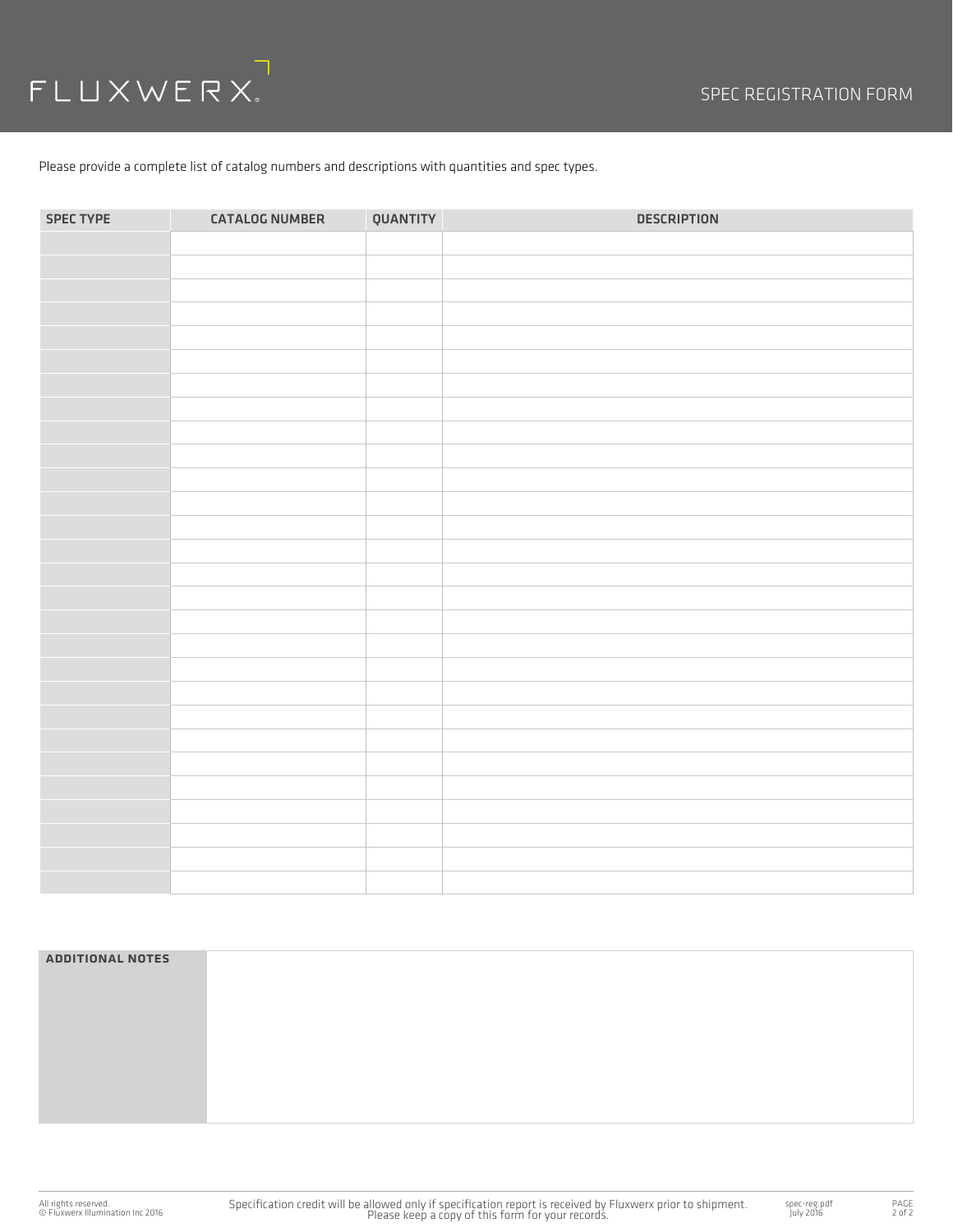FLUXWERX

SPEC REGISTRATION FORM

Please provide a complete list of catalog numbers and descriptions with quantities and spec types.

| SPEC TYPE | CATALOG NUMBER | QUANTITY | DESCRIPTION |
|---|---|---|---|
| | | | |
| | | | |
| | | | |
| | | | |
| | | | |
| | | | |
| | | | |
| | | | |
| | | | |
| | | | |
| | | | |
| | | | |
| | | | |
| | | | |
| | | | |
| | | | |
| | | | |
| | | | |
| | | | |
| | | | |
| | | | |
| | | | |
| | | | |
| | | | |
| | | | |
| | | | |
| | | | |
| | | | |

| ADDITIONAL NOTES | |
|---|---|
| | |

All rights reserved.
© Fluxwerx Illumination Inc 2016

Specification credit will be allowed only if specification report is received by Fluxwerx prior to shipment.
Please keep a copy of this form for your records.

spec-reg.pdf
July 2016